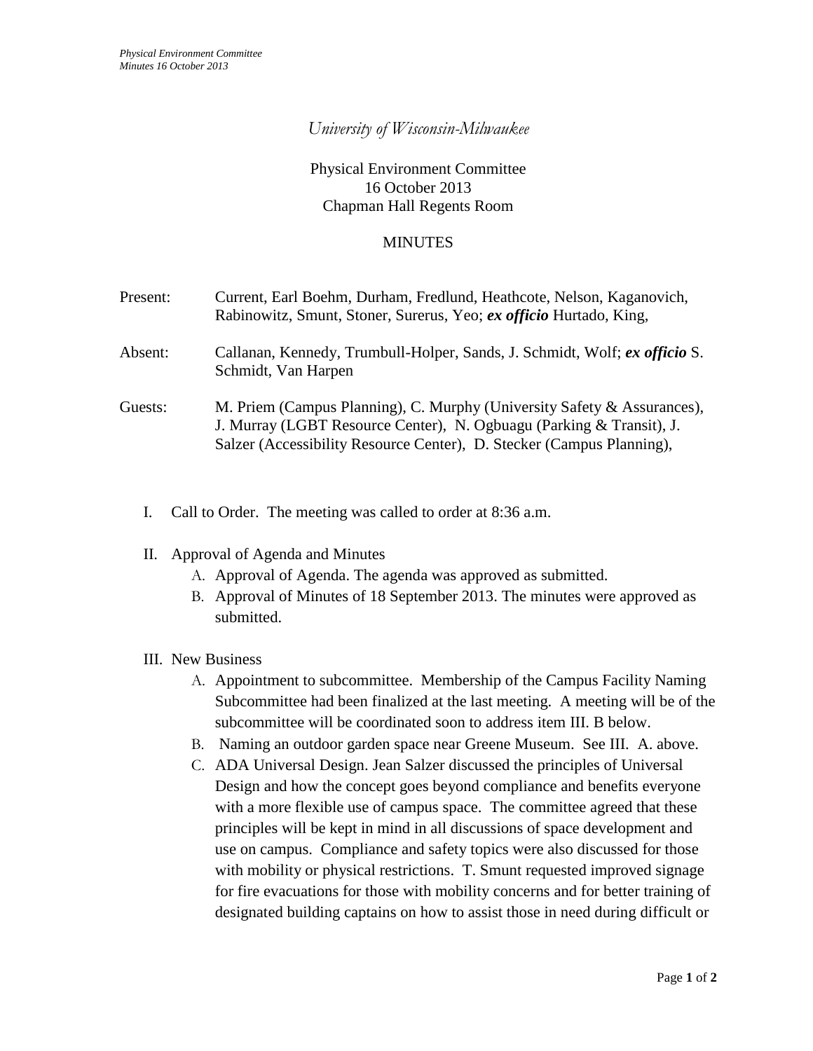*University of Wisconsin-Milwaukee*

Physical Environment Committee
16 October 2013
Chapman Hall Regents Room

MINUTES

Present: Current, Earl Boehm, Durham, Fredlund, Heathcote, Nelson, Kaganovich, Rabinowitz, Smunt, Stoner, Surerus, Yeo; ***ex officio*** Hurtado, King,

Absent: Callanan, Kennedy, Trumbull-Holper, Sands, J. Schmidt, Wolf; ***ex officio*** S. Schmidt, Van Harpen

Guests: M. Priem (Campus Planning), C. Murphy (University Safety & Assurances), J. Murray (LGBT Resource Center), N. Ogbuagu (Parking & Transit), J. Salzer (Accessibility Resource Center), D. Stecker (Campus Planning),

I. Call to Order. The meeting was called to order at 8:36 a.m.

II. Approval of Agenda and Minutes
   A. Approval of Agenda. The agenda was approved as submitted.
   B. Approval of Minutes of 18 September 2013. The minutes were approved as submitted.

III. New Business
   A. Appointment to subcommittee. Membership of the Campus Facility Naming Subcommittee had been finalized at the last meeting. A meeting will be of the subcommittee will be coordinated soon to address item III. B below.
   B. Naming an outdoor garden space near Greene Museum. See III. A. above.
   C. ADA Universal Design. Jean Salzer discussed the principles of Universal Design and how the concept goes beyond compliance and benefits everyone with a more flexible use of campus space. The committee agreed that these principles will be kept in mind in all discussions of space development and use on campus. Compliance and safety topics were also discussed for those with mobility or physical restrictions. T. Smunt requested improved signage for fire evacuations for those with mobility concerns and for better training of designated building captains on how to assist those in need during difficult or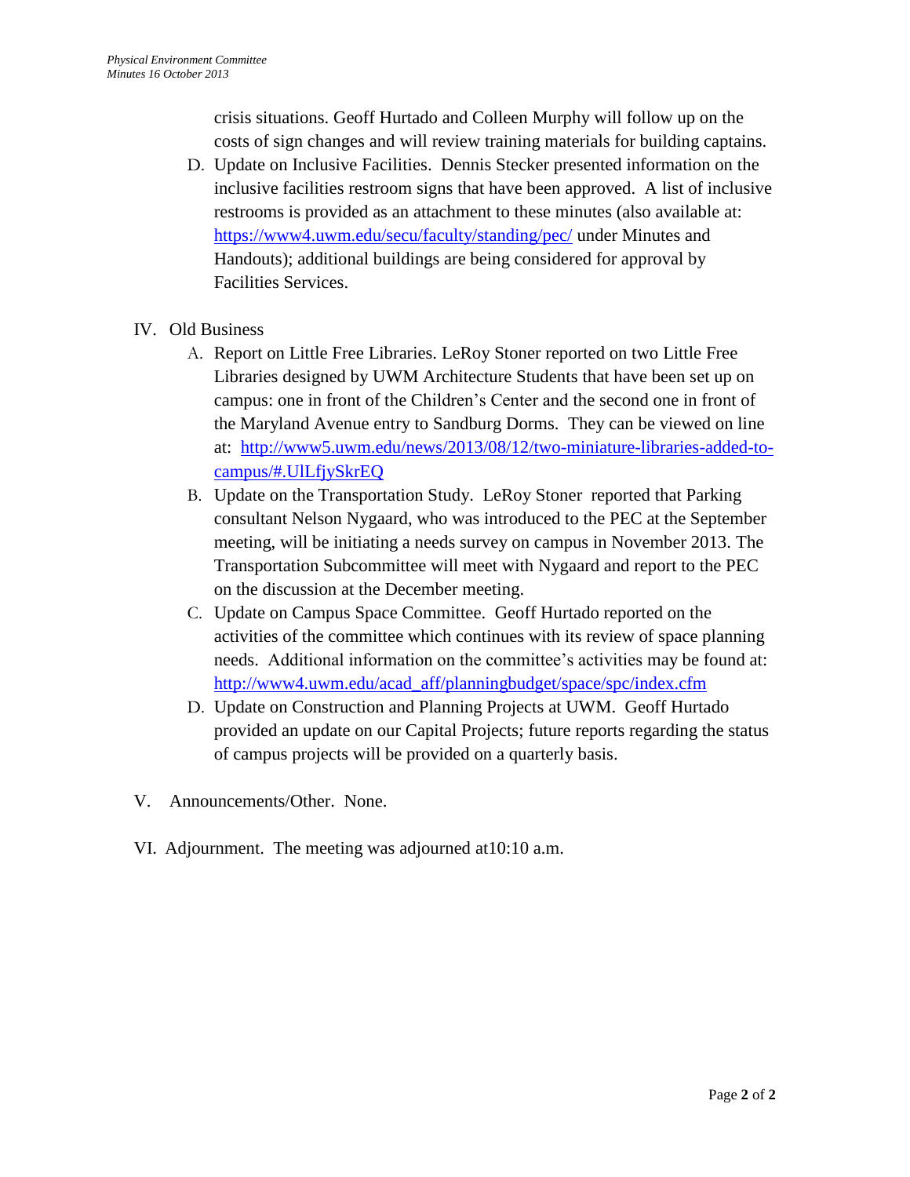crisis situations. Geoff Hurtado and Colleen Murphy will follow up on the costs of sign changes and will review training materials for building captains.

D. Update on Inclusive Facilities. Dennis Stecker presented information on the inclusive facilities restroom signs that have been approved. A list of inclusive restrooms is provided as an attachment to these minutes (also available at: https://www4.uwm.edu/secu/faculty/standing/pec/ under Minutes and Handouts); additional buildings are being considered for approval by Facilities Services.

IV. Old Business

A. Report on Little Free Libraries. LeRoy Stoner reported on two Little Free Libraries designed by UWM Architecture Students that have been set up on campus: one in front of the Children's Center and the second one in front of the Maryland Avenue entry to Sandburg Dorms. They can be viewed on line at: http://www5.uwm.edu/news/2013/08/12/two-miniature-libraries-added-to-campus/#.UlLfjySkrEQ

B. Update on the Transportation Study. LeRoy Stoner reported that Parking consultant Nelson Nygaard, who was introduced to the PEC at the September meeting, will be initiating a needs survey on campus in November 2013. The Transportation Subcommittee will meet with Nygaard and report to the PEC on the discussion at the December meeting.

C. Update on Campus Space Committee. Geoff Hurtado reported on the activities of the committee which continues with its review of space planning needs. Additional information on the committee's activities may be found at: http://www4.uwm.edu/acad_aff/planningbudget/space/spc/index.cfm

D. Update on Construction and Planning Projects at UWM. Geoff Hurtado provided an update on our Capital Projects; future reports regarding the status of campus projects will be provided on a quarterly basis.

V. Announcements/Other. None.

VI. Adjournment. The meeting was adjourned at10:10 a.m.